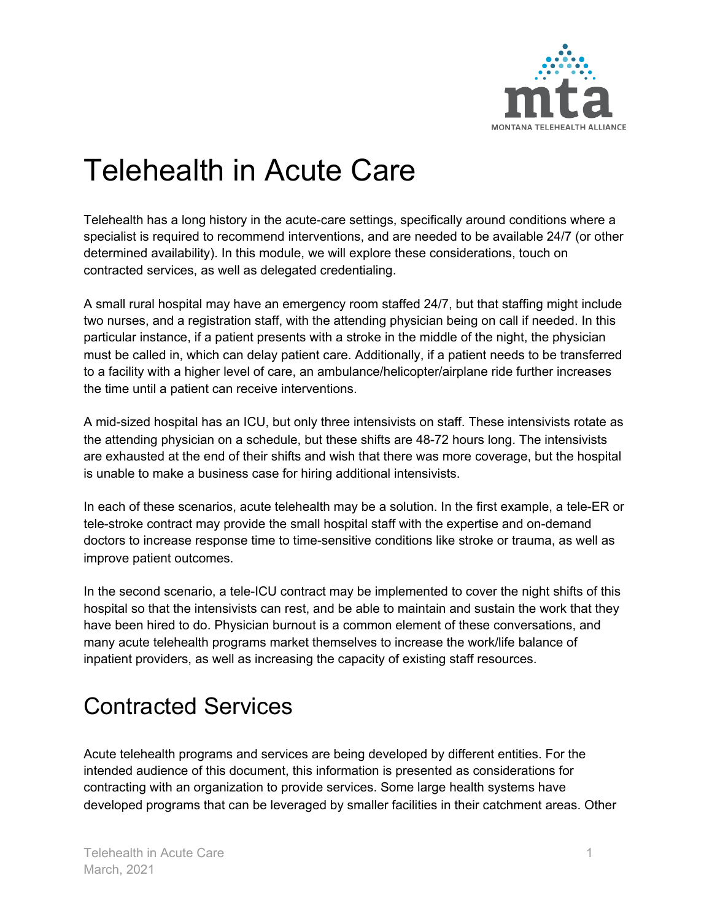# Telehealth in Acute Care

Telehealth has a long history in the acute-care settings, specifically around conditions where a specialist is required to recommend interventions, and are needed to be available 24/7 (or other determined availability). In this module, we will explore these considerations, touch on contracted services, as well as delegated credentialing.

A small rural hospital may have an emergency room staffed 24/7, but that staffing might include two nurses, and a registration staff, with the attending physician being on call if needed. In this particular instance, if a patient presents with a stroke in the middle of the night, the physician must be called in, which can delay patient care. Additionally, if a patient needs to be transferred to a facility with a higher level of care, an ambulance/helicopter/airplane ride further increases the time until a patient can receive interventions.

A mid-sized hospital has an ICU, but only three intensivists on staff. These intensivists rotate as the attending physician on a schedule, but these shifts are 48-72 hours long. The intensivists are exhausted at the end of their shifts and wish that there was more coverage, but the hospital is unable to make a business case for hiring additional intensivists.

In each of these scenarios, acute telehealth may be a solution. In the first example, a tele-ER or tele-stroke contract may provide the small hospital staff with the expertise and on-demand doctors to increase response time to time-sensitive conditions like stroke or trauma, as well as improve patient outcomes.

In the second scenario, a tele-ICU contract may be implemented to cover the night shifts of this hospital so that the intensivists can rest, and be able to maintain and sustain the work that they have been hired to do. Physician burnout is a common element of these conversations, and many acute telehealth programs market themselves to increase the work/life balance of inpatient providers, as well as increasing the capacity of existing staff resources.

## Contracted Services

Acute telehealth programs and services are being developed by different entities. For the intended audience of this document, this information is presented as considerations for contracting with an organization to provide services. Some large health systems have developed programs that can be leveraged by smaller facilities in their catchment areas. Other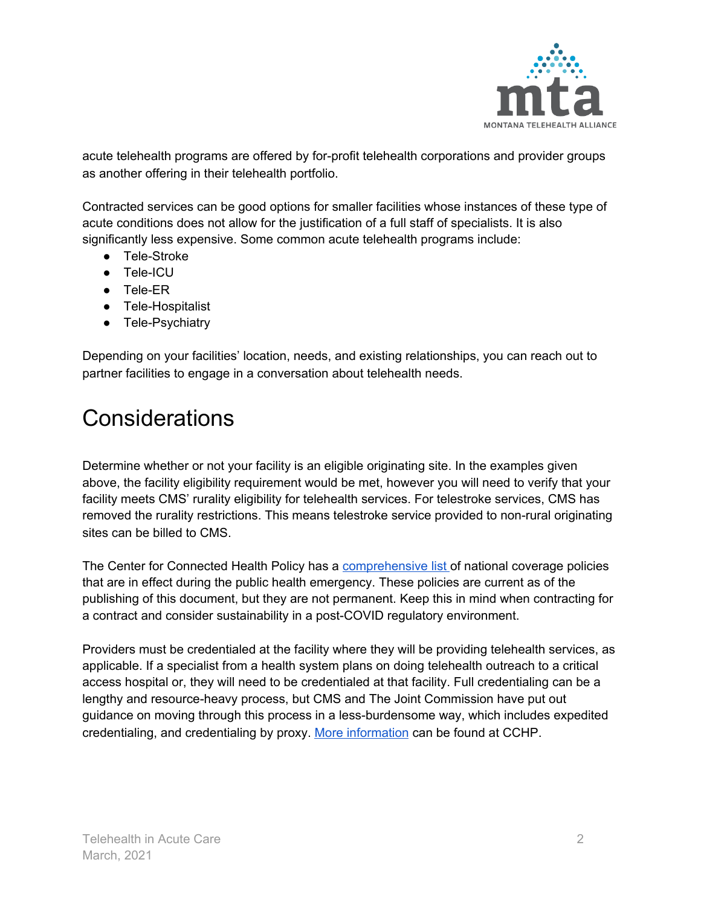acute telehealth programs are offered by for-profit telehealth corporations and provider groups as another offering in their telehealth portfolio.

Contracted services can be good options for smaller facilities whose instances of these type of acute conditions does not allow for the justification of a full staff of specialists. It is also significantly less expensive. Some common acute telehealth programs include:

- Tele-Stroke
- Tele-ICU
- Tele-ER
- Tele-Hospitalist
- Tele-Psychiatry

Depending on your facilities' location, needs, and existing relationships, you can reach out to partner facilities to engage in a conversation about telehealth needs.

# Considerations

Determine whether or not your facility is an eligible originating site. In the examples given above, the facility eligibility requirement would be met, however you will need to verify that your facility meets CMS' rurality eligibility for telehealth services. For telestroke services, CMS has removed the rurality restrictions. This means telestroke service provided to non-rural originating sites can be billed to CMS.

The Center for Connected Health Policy has a [comprehensive list ]()of national coverage policies that are in effect during the public health emergency. These policies are current as of the publishing of this document, but they are not permanent. Keep this in mind when contracting for a contract and consider sustainability in a post-COVID regulatory environment.

Providers must be credentialed at the facility where they will be providing telehealth services, as applicable. If a specialist from a health system plans on doing telehealth outreach to a critical access hospital or, they will need to be credentialed at that facility. Full credentialing can be a lengthy and resource-heavy process, but CMS and The Joint Commission have put out guidance on moving through this process in a less-burdensome way, which includes expedited credentialing, and credentialing by proxy. [More information]() can be found at CCHP.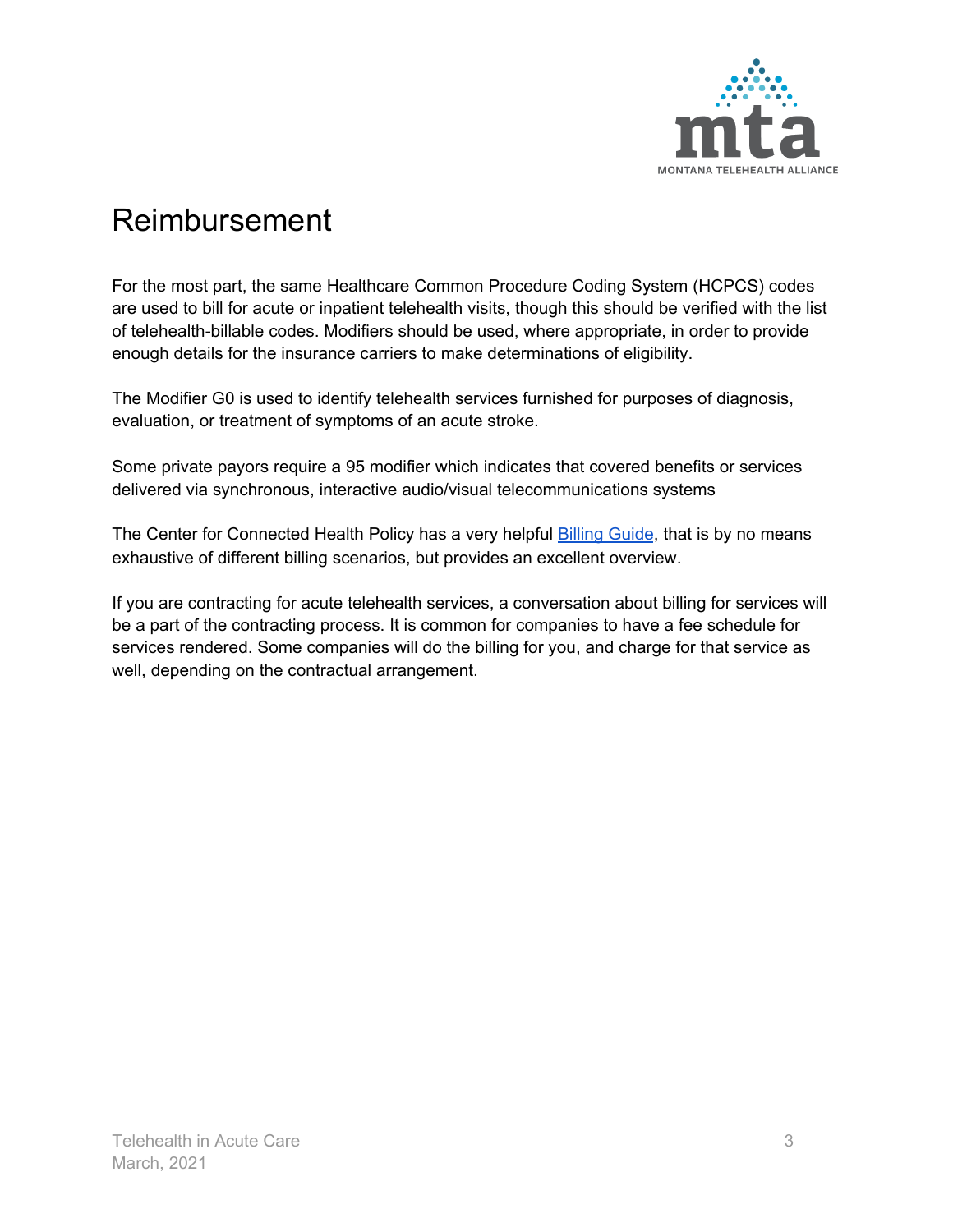# Reimbursement

For the most part, the same Healthcare Common Procedure Coding System (HCPCS) codes are used to bill for acute or inpatient telehealth visits, though this should be verified with the list of telehealth-billable codes. Modifiers should be used, where appropriate, in order to provide enough details for the insurance carriers to make determinations of eligibility.

The Modifier G0 is used to identify telehealth services furnished for purposes of diagnosis, evaluation, or treatment of symptoms of an acute stroke.

Some private payors require a 95 modifier which indicates that covered benefits or services delivered via synchronous, interactive audio/visual telecommunications systems

The Center for Connected Health Policy has a very helpful Billing Guide, that is by no means exhaustive of different billing scenarios, but provides an excellent overview.

If you are contracting for acute telehealth services, a conversation about billing for services will be a part of the contracting process. It is common for companies to have a fee schedule for services rendered. Some companies will do the billing for you, and charge for that service as well, depending on the contractual arrangement.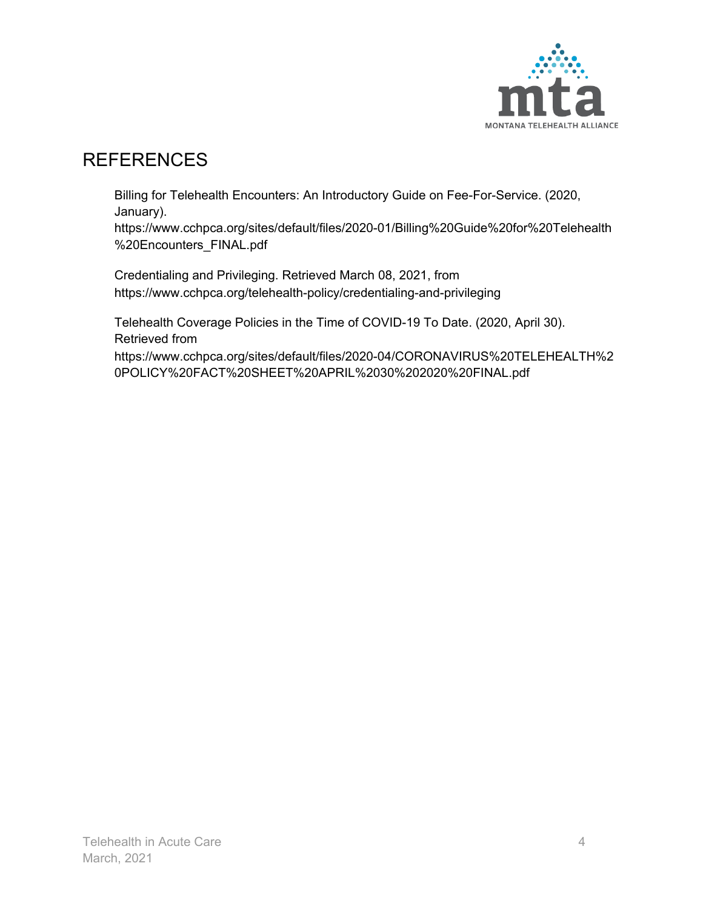# REFERENCES

Billing for Telehealth Encounters: An Introductory Guide on Fee-For-Service. (2020, January). https://www.cchpca.org/sites/default/files/2020-01/Billing%20Guide%20for%20Telehealth%20Encounters_FINAL.pdf

Credentialing and Privileging. Retrieved March 08, 2021, from https://www.cchpca.org/telehealth-policy/credentialing-and-privileging

Telehealth Coverage Policies in the Time of COVID-19 To Date. (2020, April 30). Retrieved from https://www.cchpca.org/sites/default/files/2020-04/CORONAVIRUS%20TELEHEALTH%20POLICY%20FACT%20SHEET%20APRIL%2030%202020%20FINAL.pdf